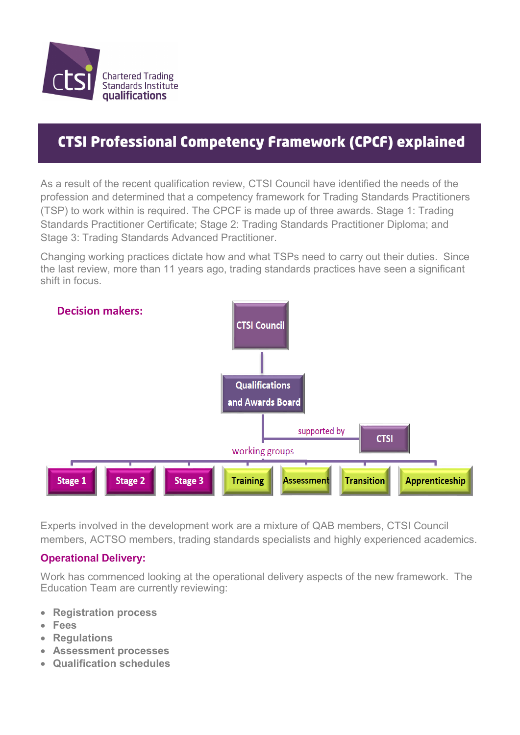# CTSI Professional Competency Framework (CPCF) explained

As a result of the recent qualification review, CTSI Council have identified the needs of the profession and determined that a competency framework for Trading Standards Practitioners (TSP) to work within is required. The CPCF is made up of three awards. Stage 1: Trading Standards Practitioner Certificate; Stage 2: Trading Standards Practitioner Diploma; and Stage 3: Trading Standards Advanced Practitioner.

Changing working practices dictate how and what TSPs need to carry out their duties. Since the last review, more than 11 years ago, trading standards practices have seen a significant shift in focus.

**Decision makers:**

- CTSI Council
  - Qualifications and Awards Board (supported by CTSI)
    - working groups: Stage 1, Stage 2, Stage 3, Training, Assessment, Transition, Apprenticeship

Experts involved in the development work are a mixture of QAB members, CTSI Council members, ACTSO members, trading standards specialists and highly experienced academics.

**Operational Delivery:**

Work has commenced looking at the operational delivery aspects of the new framework. The Education Team are currently reviewing:

- **Registration process**
- **Fees**
- **Regulations**
- **Assessment processes**
- **Qualification schedules**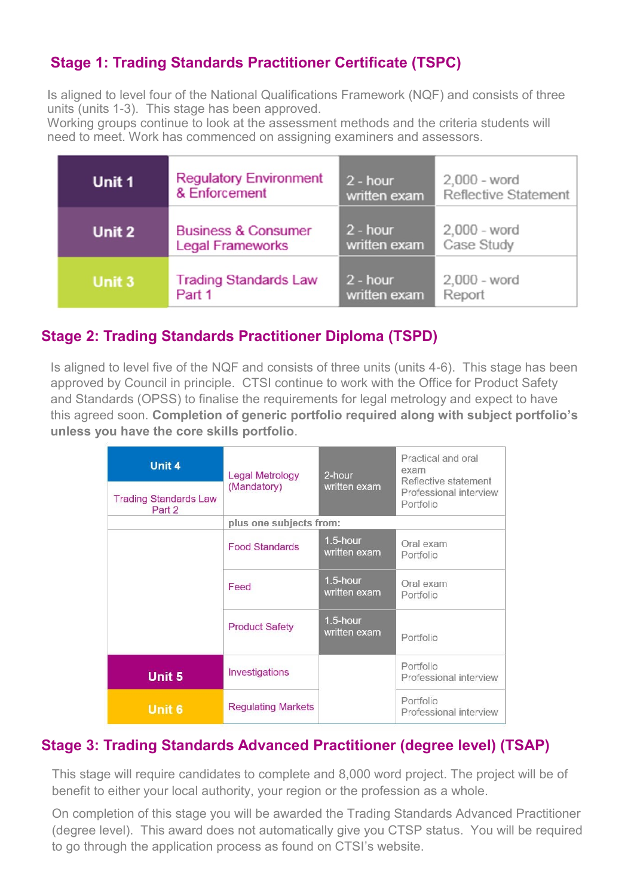## Stage 1: Trading Standards Practitioner Certificate (TSPC)

Is aligned to level four of the National Qualifications Framework (NQF) and consists of three units (units 1-3). This stage has been approved.
Working groups continue to look at the assessment methods and the criteria students will need to meet. Work has commenced on assigning examiners and assessors.

| | | | |
|---|---|---|---|
| Unit 1 | Regulatory Environment & Enforcement | 2 - hour written exam | 2,000 - word Reflective Statement |
| Unit 2 | Business & Consumer Legal Frameworks | 2 - hour written exam | 2,000 - word Case Study |
| Unit 3 | Trading Standards Law Part 1 | 2 - hour written exam | 2,000 - word Report |

## Stage 2: Trading Standards Practitioner Diploma (TSPD)

Is aligned to level five of the NQF and consists of three units (units 4-6). This stage has been approved by Council in principle. CTSI continue to work with the Office for Product Safety and Standards (OPSS) to finalise the requirements for legal metrology and expect to have this agreed soon. **Completion of generic portfolio required along with subject portfolio's unless you have the core skills portfolio**.

| | | | |
|---|---|---|---|
| Unit 4<br>Trading Standards Law Part 2 | Legal Metrology (Mandatory) | 2-hour written exam | Practical and oral exam<br>Reflective statement<br>Professional interview<br>Portfolio |
| | **plus one subjects from:** | | |
| | Food Standards | 1.5-hour written exam | Oral exam<br>Portfolio |
| | Feed | 1.5-hour written exam | Oral exam<br>Portfolio |
| | Product Safety | 1.5-hour written exam | Portfolio |
| Unit 5 | Investigations | | Portfolio<br>Professional interview |
| Unit 6 | Regulating Markets | | Portfolio<br>Professional interview |

## Stage 3: Trading Standards Advanced Practitioner (degree level) (TSAP)

This stage will require candidates to complete and 8,000 word project. The project will be of benefit to either your local authority, your region or the profession as a whole.

On completion of this stage you will be awarded the Trading Standards Advanced Practitioner (degree level). This award does not automatically give you CTSP status. You will be required to go through the application process as found on CTSI's website.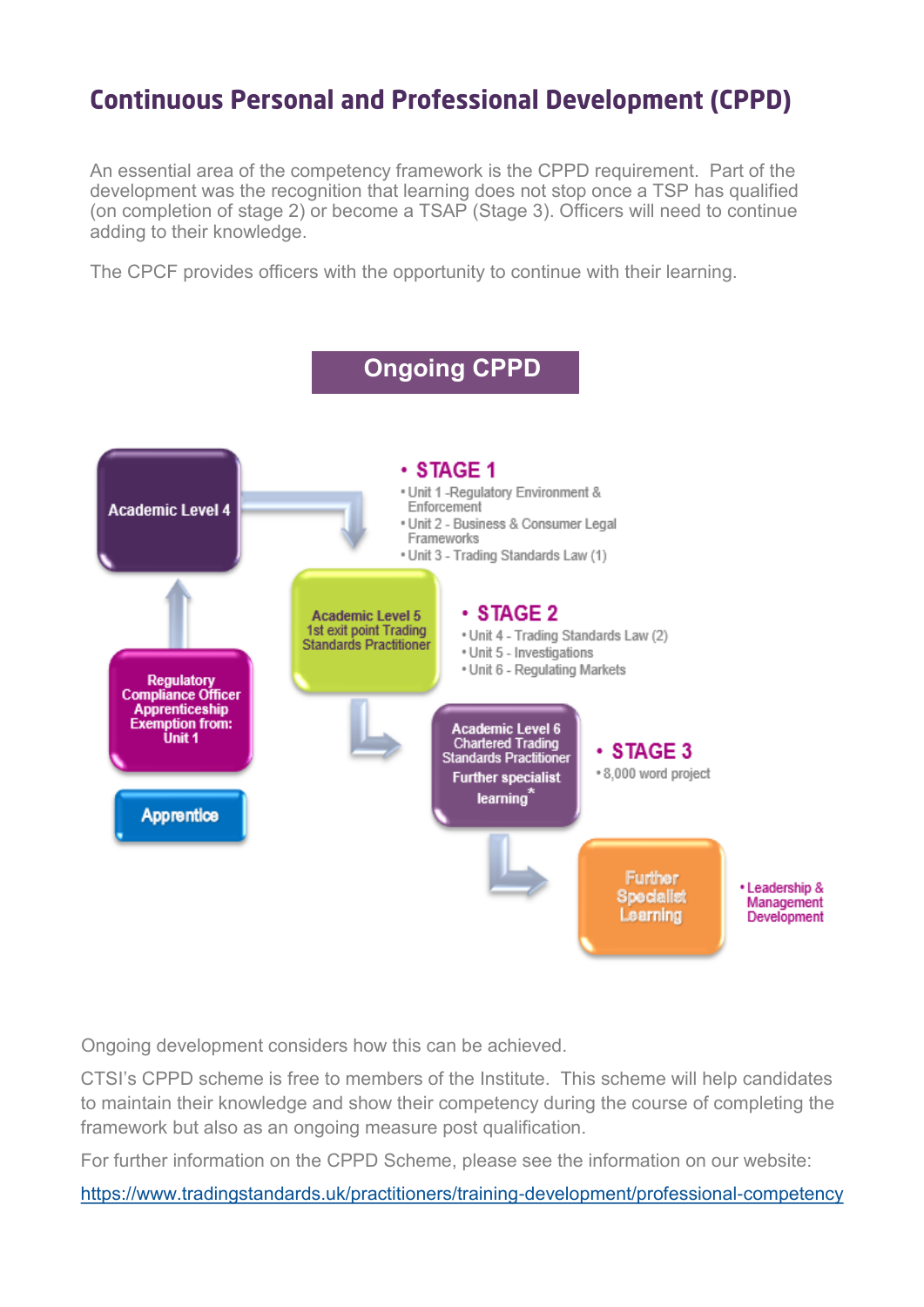# Continuous Personal and Professional Development (CPPD)

An essential area of the competency framework is the CPPD requirement. Part of the development was the recognition that learning does not stop once a TSP has qualified (on completion of stage 2) or become a TSAP (Stage 3). Officers will need to continue adding to their knowledge.

The CPCF provides officers with the opportunity to continue with their learning.

## Ongoing CPPD

- **Apprentice**
- **Regulatory Compliance Officer Apprenticeship Exemption from: Unit 1**
- **Academic Level 4**
  - **STAGE 1**
    - Unit 1 -Regulatory Environment & Enforcement
    - Unit 2 - Business & Consumer Legal Frameworks
    - Unit 3 - Trading Standards Law (1)
- **Academic Level 5 1st exit point Trading Standards Practitioner**
  - **STAGE 2**
    - Unit 4 - Trading Standards Law (2)
    - Unit 5 - Investigations
    - Unit 6 - Regulating Markets
- **Academic Level 6 Chartered Trading Standards Practitioner Further specialist learning***
  - **STAGE 3**
    - 8,000 word project
- **Further Specialist Learning**
  - Leadership & Management Development

Ongoing development considers how this can be achieved.

CTSI's CPPD scheme is free to members of the Institute. This scheme will help candidates to maintain their knowledge and show their competency during the course of completing the framework but also as an ongoing measure post qualification.

For further information on the CPPD Scheme, please see the information on our website:

https://www.tradingstandards.uk/practitioners/training-development/professional-competency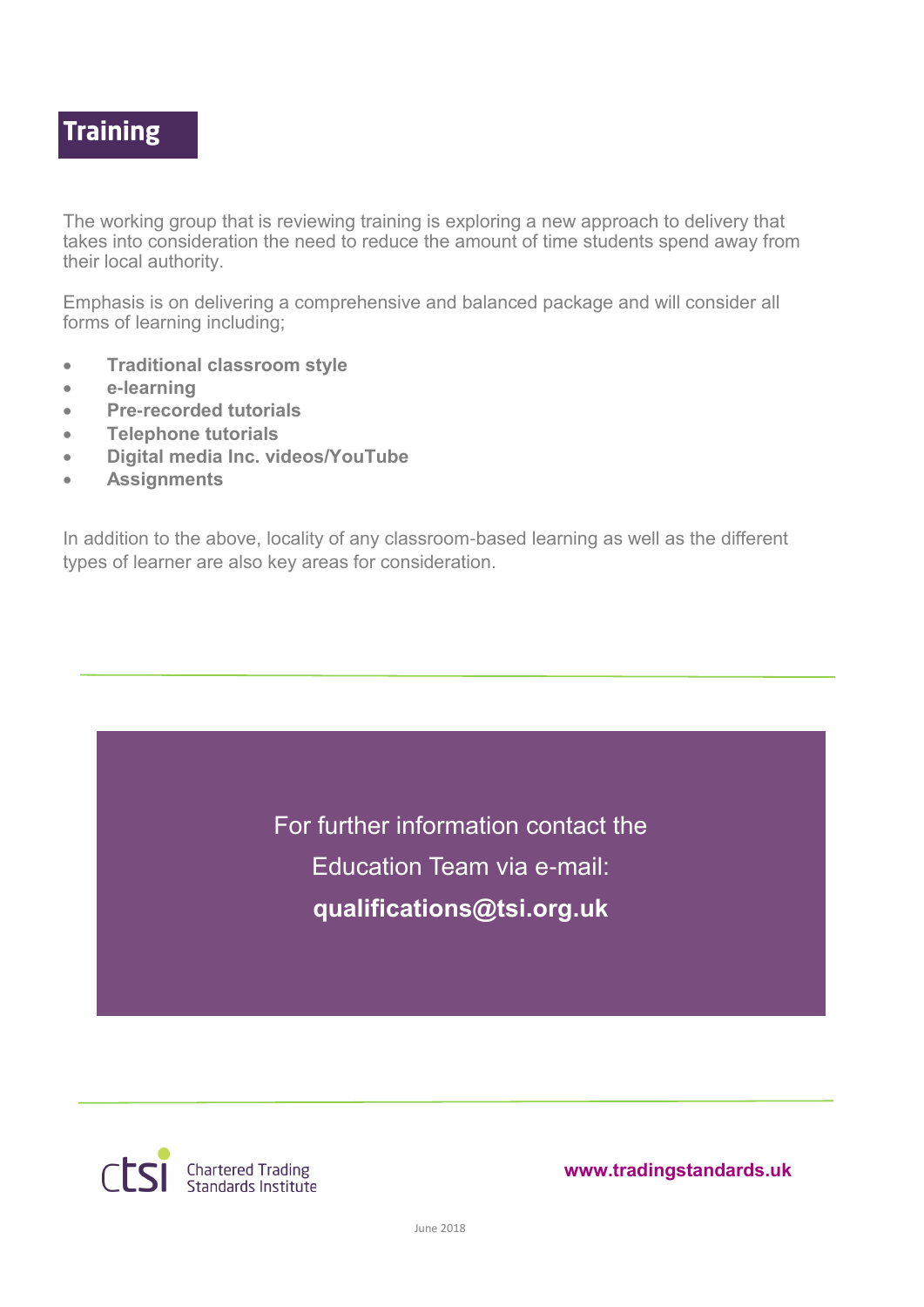## Training

The working group that is reviewing training is exploring a new approach to delivery that takes into consideration the need to reduce the amount of time students spend away from their local authority.

Emphasis is on delivering a comprehensive and balanced package and will consider all forms of learning including;

- **Traditional classroom style**
- **e-learning**
- **Pre-recorded tutorials**
- **Telephone tutorials**
- **Digital media Inc. videos/YouTube**
- **Assignments**

In addition to the above, locality of any classroom-based learning as well as the different types of learner are also key areas for consideration.

For further information contact the Education Team via e-mail:

**qualifications@tsi.org.uk**

ctsi Chartered Trading Standards Institute

**www.tradingstandards.uk**

June 2018